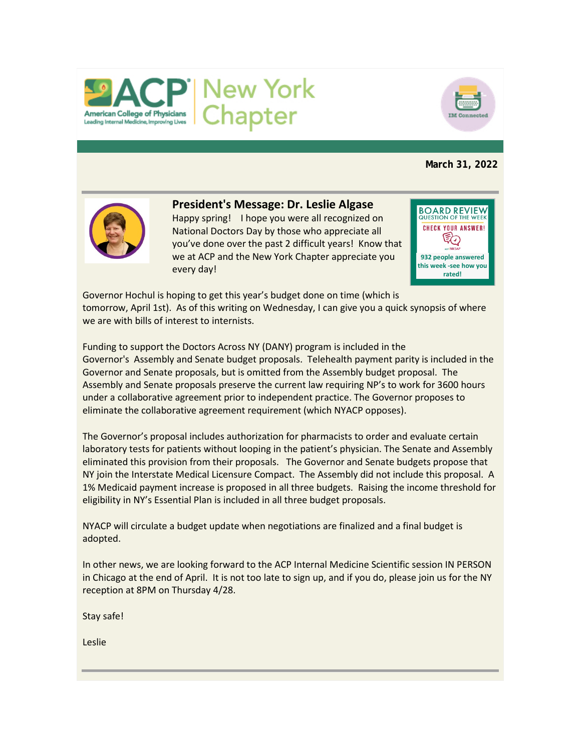ACP American College of Physicians — Leading Internal Medicine, Improving Lives | New York Chapter

IM Connected

**March 31, 2022**

## President's Message: Dr. Leslie Algase

BOARD REVIEW QUESTION OF THE WEEK

CHECK YOUR ANSWER!

**932 people answered this week -see how you rated!**

Happy spring! I hope you were all recognized on National Doctors Day by those who appreciate all you've done over the past 2 difficult years! Know that we at ACP and the New York Chapter appreciate you every day!

Governor Hochul is hoping to get this year's budget done on time (which is tomorrow, April 1st). As of this writing on Wednesday, I can give you a quick synopsis of where we are with bills of interest to internists.

Funding to support the Doctors Across NY (DANY) program is included in the Governor's Assembly and Senate budget proposals. Telehealth payment parity is included in the Governor and Senate proposals, but is omitted from the Assembly budget proposal. The Assembly and Senate proposals preserve the current law requiring NP's to work for 3600 hours under a collaborative agreement prior to independent practice. The Governor proposes to eliminate the collaborative agreement requirement (which NYACP opposes).

The Governor's proposal includes authorization for pharmacists to order and evaluate certain laboratory tests for patients without looping in the patient's physician. The Senate and Assembly eliminated this provision from their proposals. The Governor and Senate budgets propose that NY join the Interstate Medical Licensure Compact. The Assembly did not include this proposal. A 1% Medicaid payment increase is proposed in all three budgets. Raising the income threshold for eligibility in NY's Essential Plan is included in all three budget proposals.

NYACP will circulate a budget update when negotiations are finalized and a final budget is adopted.

In other news, we are looking forward to the ACP Internal Medicine Scientific session IN PERSON in Chicago at the end of April. It is not too late to sign up, and if you do, please join us for the NY reception at 8PM on Thursday 4/28.

Stay safe!

Leslie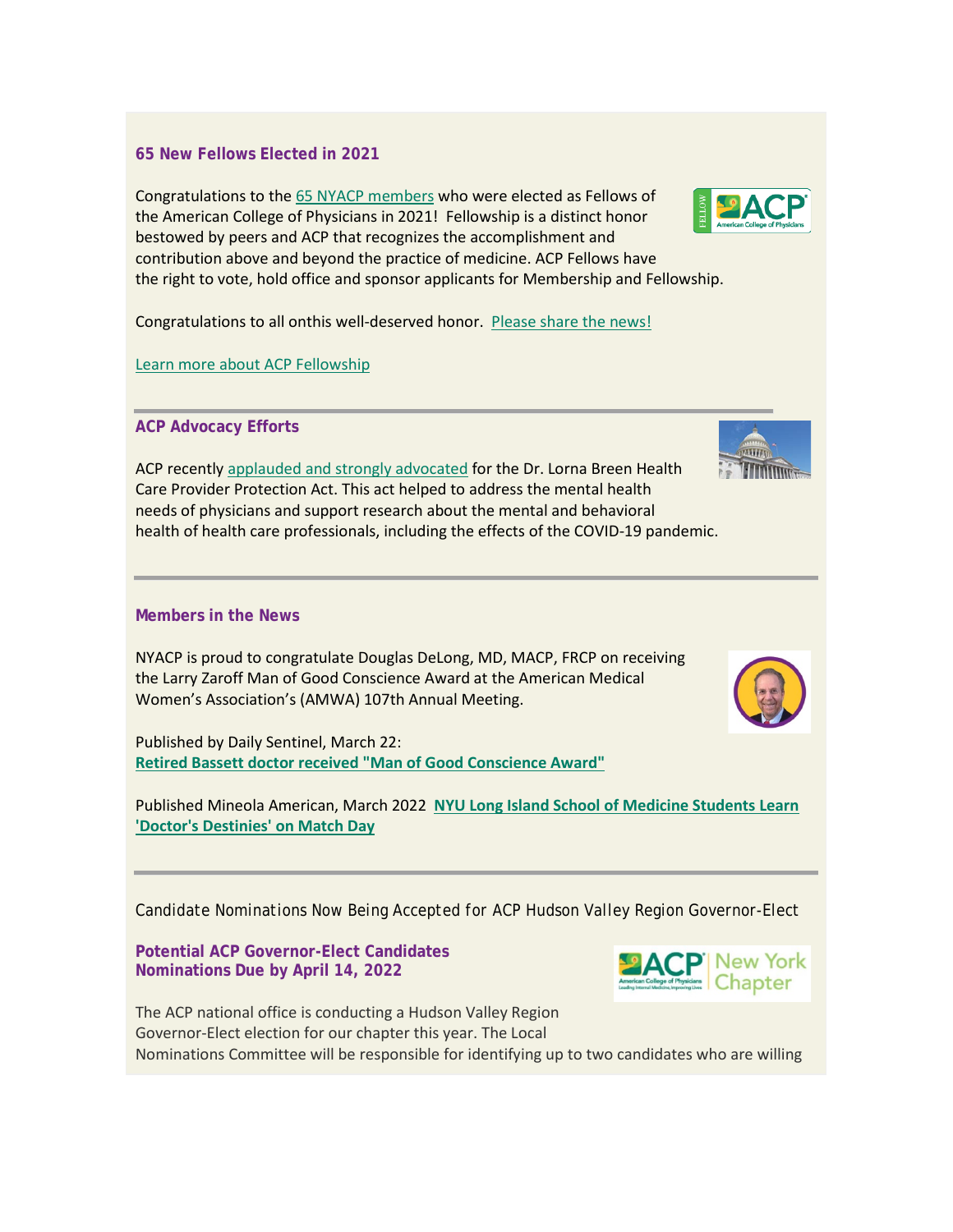### 65 New Fellows Elected in 2021

Congratulations to the 65 NYACP members who were elected as Fellows of the American College of Physicians in 2021! Fellowship is a distinct honor bestowed by peers and ACP that recognizes the accomplishment and contribution above and beyond the practice of medicine. ACP Fellows have the right to vote, hold office and sponsor applicants for Membership and Fellowship.

Congratulations to all onthis well-deserved honor. Please share the news!

Learn more about ACP Fellowship

---

### ACP Advocacy Efforts

ACP recently applauded and strongly advocated for the Dr. Lorna Breen Health Care Provider Protection Act. This act helped to address the mental health needs of physicians and support research about the mental and behavioral health of health care professionals, including the effects of the COVID-19 pandemic.

---

### Members in the News

NYACP is proud to congratulate Douglas DeLong, MD, MACP, FRCP on receiving the Larry Zaroff Man of Good Conscience Award at the American Medical Women's Association's (AMWA) 107th Annual Meeting.

Published by Daily Sentinel, March 22:
**Retired Bassett doctor received "Man of Good Conscience Award"**

Published Mineola American, March 2022 **NYU Long Island School of Medicine Students Learn 'Doctor's Destinies' on Match Day**

---

Candidate Nominations Now Being Accepted for ACP Hudson Valley Region Governor-Elect

### Potential ACP Governor-Elect Candidates
### Nominations Due by April 14, 2022

The ACP national office is conducting a Hudson Valley Region Governor-Elect election for our chapter this year. The Local Nominations Committee will be responsible for identifying up to two candidates who are willing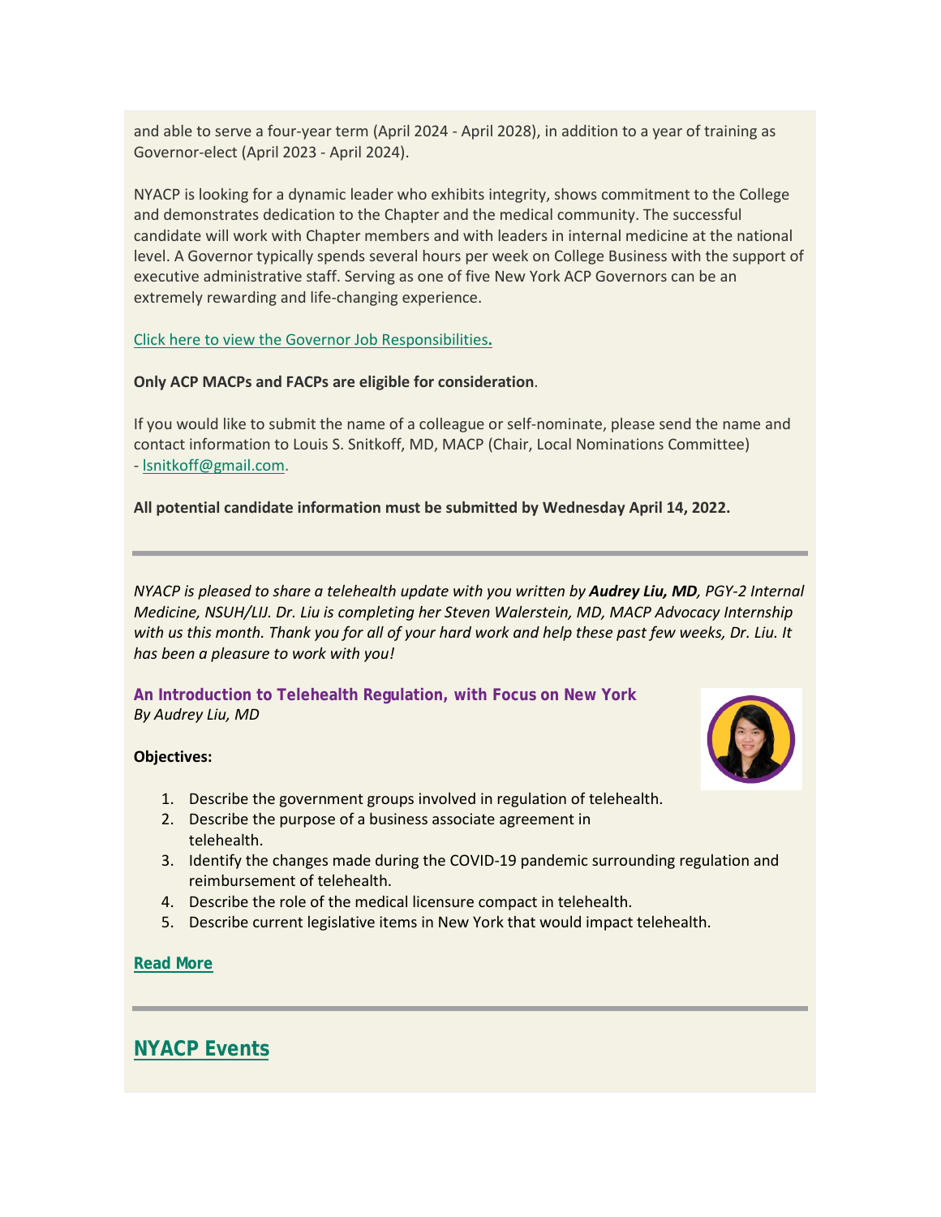and able to serve a four-year term (April 2024 - April 2028), in addition to a year of training as Governor-elect (April 2023 - April 2024).

NYACP is looking for a dynamic leader who exhibits integrity, shows commitment to the College and demonstrates dedication to the Chapter and the medical community. The successful candidate will work with Chapter members and with leaders in internal medicine at the national level. A Governor typically spends several hours per week on College Business with the support of executive administrative staff. Serving as one of five New York ACP Governors can be an extremely rewarding and life-changing experience.

Click here to view the Governor Job Responsibilities**.**

**Only ACP MACPs and FACPs are eligible for consideration**.

If you would like to submit the name of a colleague or self-nominate, please send the name and contact information to Louis S. Snitkoff, MD, MACP (Chair, Local Nominations Committee) - lsnitkoff@gmail.com.

**All potential candidate information must be submitted by Wednesday April 14, 2022.**

---

*NYACP is pleased to share a telehealth update with you written by **Audrey Liu, MD**, PGY-2 Internal Medicine, NSUH/LIJ. Dr. Liu is completing her Steven Walerstein, MD, MACP Advocacy Internship with us this month. Thank you for all of your hard work and help these past few weeks, Dr. Liu. It has been a pleasure to work with you!*

### An Introduction to Telehealth Regulation, with Focus on New York

*By Audrey Liu, MD*

**Objectives:**

1. Describe the government groups involved in regulation of telehealth.
2. Describe the purpose of a business associate agreement in telehealth.
3. Identify the changes made during the COVID-19 pandemic surrounding regulation and reimbursement of telehealth.
4. Describe the role of the medical licensure compact in telehealth.
5. Describe current legislative items in New York that would impact telehealth.

**Read More**

---

## NYACP Events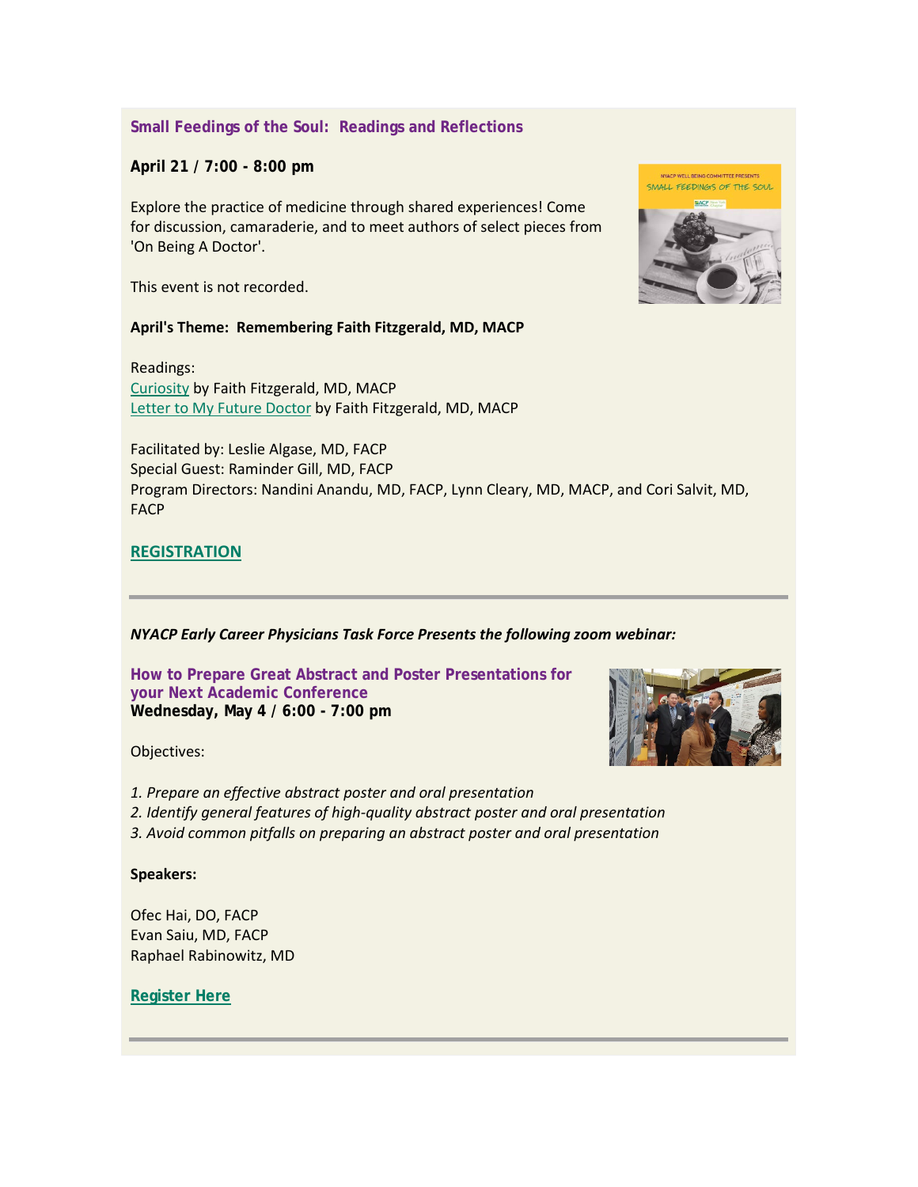### Small Feedings of the Soul: Readings and Reflections

**April 21 / 7:00 - 8:00 pm**

Explore the practice of medicine through shared experiences! Come for discussion, camaraderie, and to meet authors of select pieces from 'On Being A Doctor'.

This event is not recorded.

**April's Theme: Remembering Faith Fitzgerald, MD, MACP**

Readings:
Curiosity by Faith Fitzgerald, MD, MACP
Letter to My Future Doctor by Faith Fitzgerald, MD, MACP

Facilitated by: Leslie Algase, MD, FACP
Special Guest: Raminder Gill, MD, FACP
Program Directors: Nandini Anandu, MD, FACP, Lynn Cleary, MD, MACP, and Cori Salvit, MD, FACP

**REGISTRATION**

---

***NYACP Early Career Physicians Task Force Presents the following zoom webinar:***

### How to Prepare Great Abstract and Poster Presentations for your Next Academic Conference

**Wednesday, May 4 / 6:00 - 7:00 pm**

Objectives:

*1. Prepare an effective abstract poster and oral presentation*
*2. Identify general features of high-quality abstract poster and oral presentation*
*3. Avoid common pitfalls on preparing an abstract poster and oral presentation*

**Speakers:**

Ofec Hai, DO, FACP
Evan Saiu, MD, FACP
Raphael Rabinowitz, MD

**Register Here**

---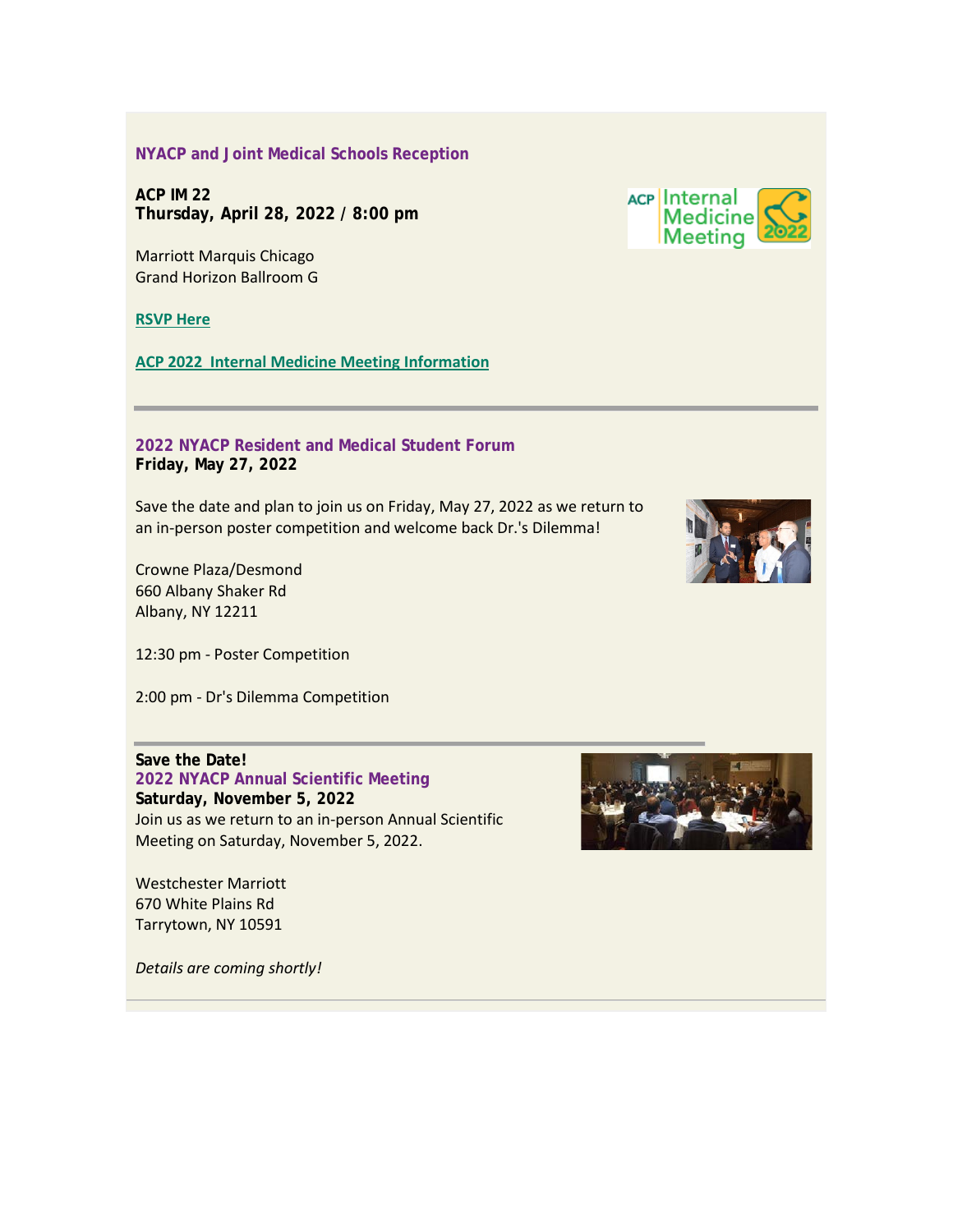### NYACP and Joint Medical Schools Reception

**ACP IM 22**
**Thursday, April 28, 2022 / 8:00 pm**

Marriott Marquis Chicago
Grand Horizon Ballroom G

**RSVP Here**

**ACP 2022 Internal Medicine Meeting Information**

---

### 2022 NYACP Resident and Medical Student Forum

**Friday, May 27, 2022**

Save the date and plan to join us on Friday, May 27, 2022 as we return to an in-person poster competition and welcome back Dr.'s Dilemma!

Crowne Plaza/Desmond
660 Albany Shaker Rd
Albany, NY 12211

12:30 pm - Poster Competition

2:00 pm - Dr's Dilemma Competition

---

**Save the Date!**

### 2022 NYACP Annual Scientific Meeting

**Saturday, November 5, 2022**

Join us as we return to an in-person Annual Scientific Meeting on Saturday, November 5, 2022.

Westchester Marriott
670 White Plains Rd
Tarrytown, NY 10591

*Details are coming shortly!*